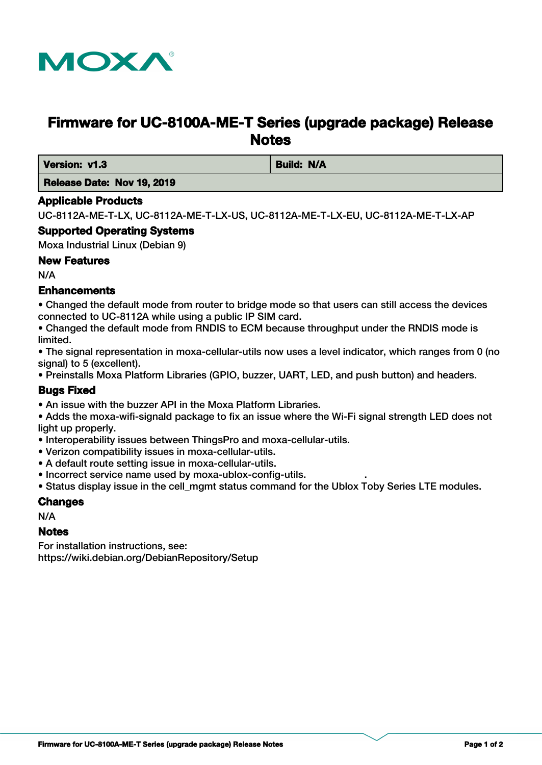MOXA

# Firmware for UC-8100A-ME-T Series (upgrade package) Release Notes

| Version: v1.3 | Build: N/A |
| --- | --- |
| Release Date: Nov 19, 2019 | |

## Applicable Products

UC-8112A-ME-T-LX, UC-8112A-ME-T-LX-US, UC-8112A-ME-T-LX-EU, UC-8112A-ME-T-LX-AP

## Supported Operating Systems

Moxa Industrial Linux (Debian 9)

## New Features

N/A

## Enhancements

- Changed the default mode from router to bridge mode so that users can still access the devices connected to UC-8112A while using a public IP SIM card.
- Changed the default mode from RNDIS to ECM because throughput under the RNDIS mode is limited.
- The signal representation in moxa-cellular-utils now uses a level indicator, which ranges from 0 (no signal) to 5 (excellent).
- Preinstalls Moxa Platform Libraries (GPIO, buzzer, UART, LED, and push button) and headers.

## Bugs Fixed

- An issue with the buzzer API in the Moxa Platform Libraries.
- Adds the moxa-wifi-signald package to fix an issue where the Wi-Fi signal strength LED does not light up properly.
- Interoperability issues between ThingsPro and moxa-cellular-utils.
- Verizon compatibility issues in moxa-cellular-utils.
- A default route setting issue in moxa-cellular-utils.
- Incorrect service name used by moxa-ublox-config-utils.
- Status display issue in the cell_mgmt status command for the Ublox Toby Series LTE modules.

## Changes

N/A

## Notes

For installation instructions, see:
https://wiki.debian.org/DebianRepository/Setup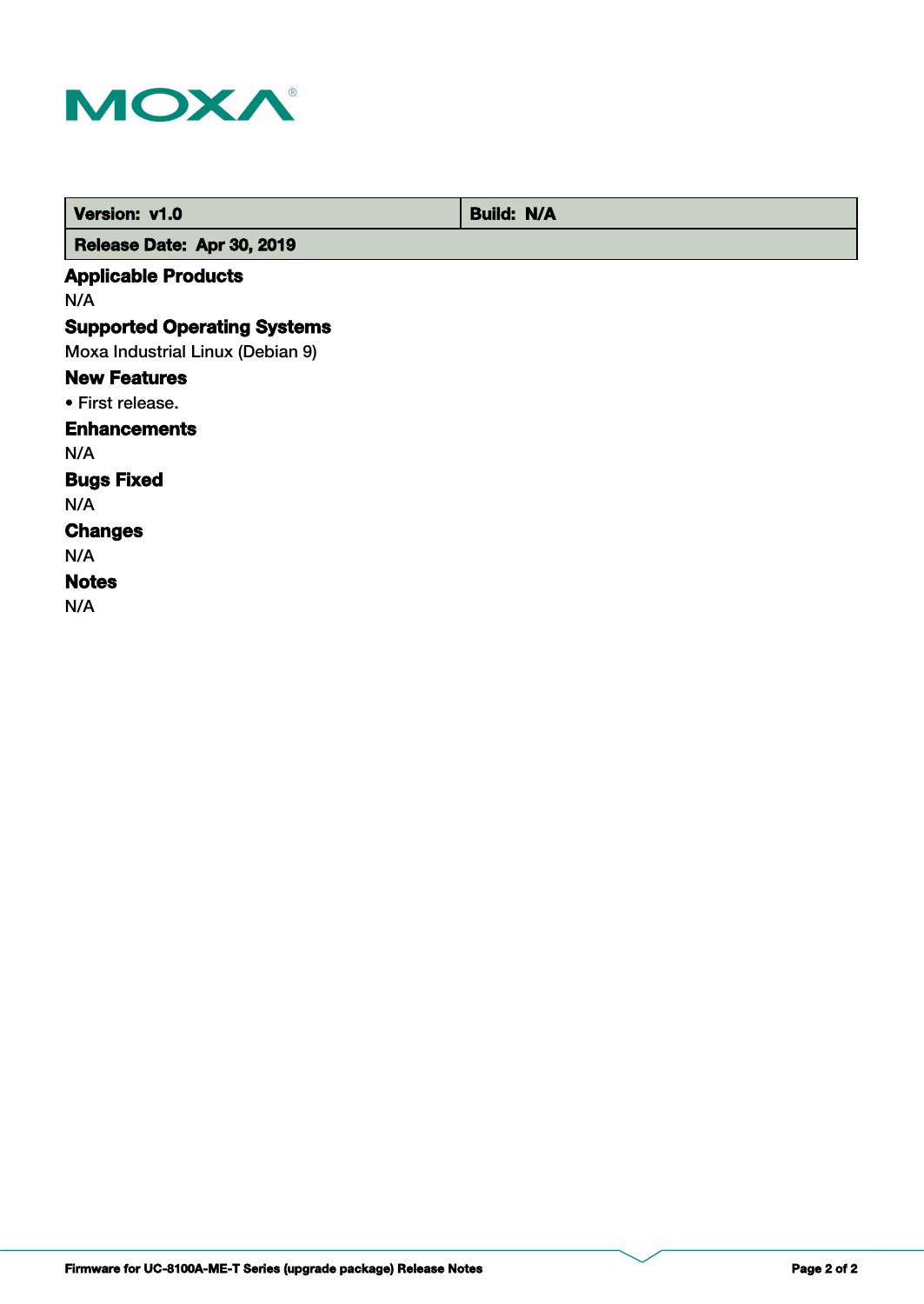| Version: v1.0 | Build: N/A |
| --- | --- |
| Release Date: Apr 30, 2019 | |

## Applicable Products

N/A

## Supported Operating Systems

Moxa Industrial Linux (Debian 9)

## New Features

- First release.

## Enhancements

N/A

## Bugs Fixed

N/A

## Changes

N/A

## Notes

N/A